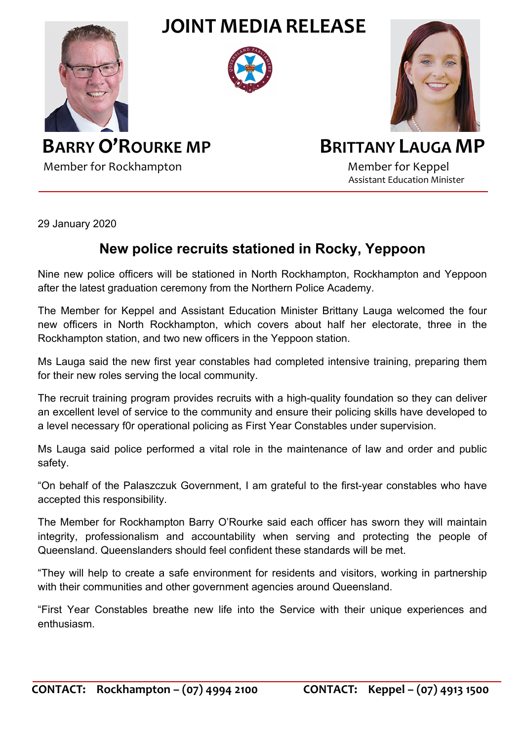# JOINT MEDIA RELEASE

**BARRY O'ROURKE MP**
Member for Rockhampton

**BRITTANY LAUGA MP**
Member for Keppel
Assistant Education Minister

29 January 2020

## New police recruits stationed in Rocky, Yeppoon

Nine new police officers will be stationed in North Rockhampton, Rockhampton and Yeppoon after the latest graduation ceremony from the Northern Police Academy.

The Member for Keppel and Assistant Education Minister Brittany Lauga welcomed the four new officers in North Rockhampton, which covers about half her electorate, three in the Rockhampton station, and two new officers in the Yeppoon station.

Ms Lauga said the new first year constables had completed intensive training, preparing them for their new roles serving the local community.

The recruit training program provides recruits with a high-quality foundation so they can deliver an excellent level of service to the community and ensure their policing skills have developed to a level necessary f0r operational policing as First Year Constables under supervision.

Ms Lauga said police performed a vital role in the maintenance of law and order and public safety.

"On behalf of the Palaszczuk Government, I am grateful to the first-year constables who have accepted this responsibility.

The Member for Rockhampton Barry O'Rourke said each officer has sworn they will maintain integrity, professionalism and accountability when serving and protecting the people of Queensland. Queenslanders should feel confident these standards will be met.

"They will help to create a safe environment for residents and visitors, working in partnership with their communities and other government agencies around Queensland.

"First Year Constables breathe new life into the Service with their unique experiences and enthusiasm.

**CONTACT: Rockhampton – (07) 4994 2100** **CONTACT: Keppel – (07) 4913 1500**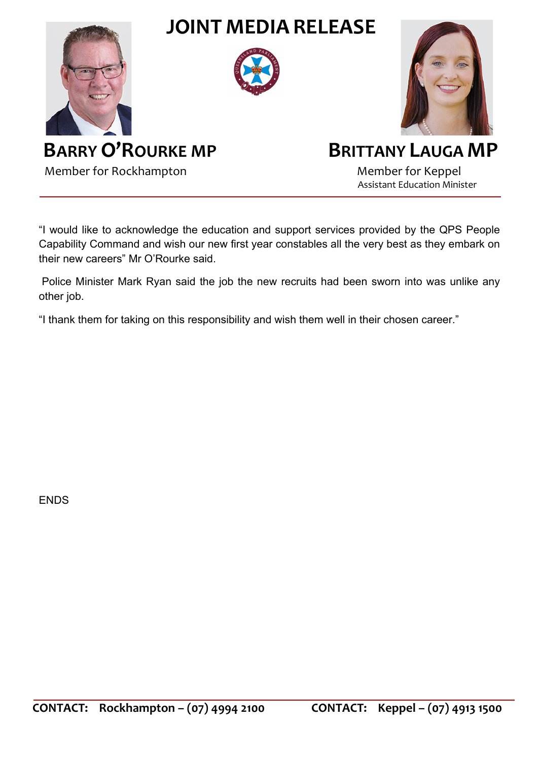# JOINT MEDIA RELEASE

**BARRY O'ROURKE MP**
Member for Rockhampton

**BRITTANY LAUGA MP**
Member for Keppel
Assistant Education Minister

"I would like to acknowledge the education and support services provided by the QPS People Capability Command and wish our new first year constables all the very best as they embark on their new careers" Mr O'Rourke said.

Police Minister Mark Ryan said the job the new recruits had been sworn into was unlike any other job.

"I thank them for taking on this responsibility and wish them well in their chosen career."

ENDS

**CONTACT: Rockhampton – (07) 4994 2100**  **CONTACT: Keppel – (07) 4913 1500**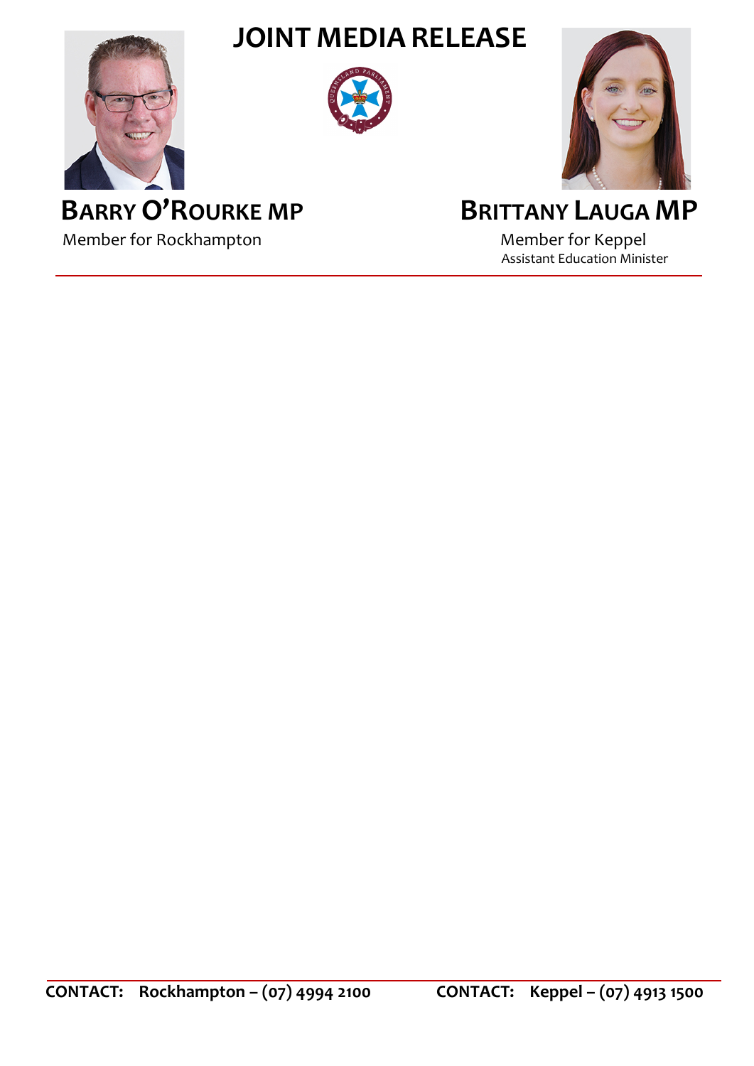# JOINT MEDIA RELEASE

**BARRY O'ROURKE MP**
Member for Rockhampton

**BRITTANY LAUGA MP**
Member for Keppel
Assistant Education Minister

**CONTACT: Rockhampton – (07) 4994 2100** **CONTACT: Keppel – (07) 4913 1500**